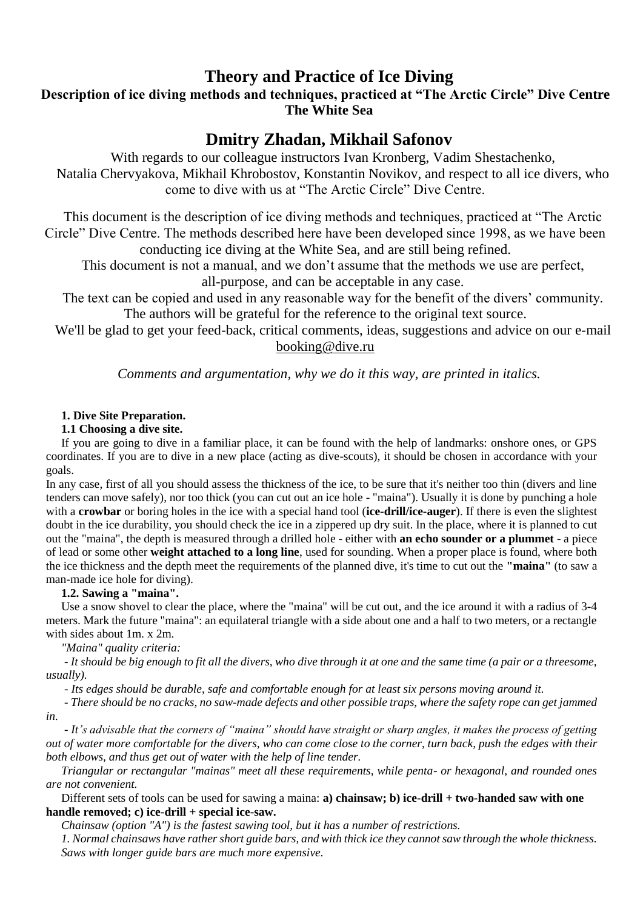# Theory and Practice of Ice Diving

**Description of ice diving methods and techniques, practiced at "The Arctic Circle" Dive Centre The White Sea**

## Dmitry Zhadan, Mikhail Safonov

With regards to our colleague instructors Ivan Kronberg, Vadim Shestachenko, Natalia Chervyakova, Mikhail Khrobostov, Konstantin Novikov, and respect to all ice divers, who come to dive with us at "The Arctic Circle" Dive Centre.

This document is the description of ice diving methods and techniques, practiced at "The Arctic Circle" Dive Centre. The methods described here have been developed since 1998, as we have been conducting ice diving at the White Sea, and are still being refined.

This document is not a manual, and we don't assume that the methods we use are perfect, all-purpose, and can be acceptable in any case.

The text can be copied and used in any reasonable way for the benefit of the divers' community. The authors will be grateful for the reference to the original text source.

We'll be glad to get your feed-back, critical comments, ideas, suggestions and advice on our e-mail booking@dive.ru

*Comments and argumentation, why we do it this way, are printed in italics.*

### 1. Dive Site Preparation.

#### 1.1 Choosing a dive site.

If you are going to dive in a familiar place, it can be found with the help of landmarks: onshore ones, or GPS coordinates. If you are to dive in a new place (acting as dive-scouts), it should be chosen in accordance with your goals.

In any case, first of all you should assess the thickness of the ice, to be sure that it's neither too thin (divers and line tenders can move safely), nor too thick (you can cut out an ice hole - "maina"). Usually it is done by punching a hole with a **crowbar** or boring holes in the ice with a special hand tool (**ice-drill/ice-auger**). If there is even the slightest doubt in the ice durability, you should check the ice in a zippered up dry suit. In the place, where it is planned to cut out the "maina", the depth is measured through a drilled hole - either with **an echo sounder or a plummet** - a piece of lead or some other **weight attached to a long line**, used for sounding. When a proper place is found, where both the ice thickness and the depth meet the requirements of the planned dive, it's time to cut out the **"maina"** (to saw a man-made ice hole for diving).

#### 1.2. Sawing a "maina".

Use a snow shovel to clear the place, where the "maina" will be cut out, and the ice around it with a radius of 3-4 meters. Mark the future "maina": an equilateral triangle with a side about one and a half to two meters, or a rectangle with sides about 1m. x 2m.

*"Maina" quality criteria:*

*- It should be big enough to fit all the divers, who dive through it at one and the same time (a pair or a threesome, usually).*

*- Its edges should be durable, safe and comfortable enough for at least six persons moving around it.*

*- There should be no cracks, no saw-made defects and other possible traps, where the safety rope can get jammed in.*

*- It's advisable that the corners of "maina" should have straight or sharp angles, it makes the process of getting out of water more comfortable for the divers, who can come close to the corner, turn back, push the edges with their both elbows, and thus get out of water with the help of line tender.*

*Triangular or rectangular "mainas" meet all these requirements, while penta- or hexagonal, and rounded ones are not convenient.*

Different sets of tools can be used for sawing a maina: **a) chainsaw; b) ice-drill + two-handed saw with one handle removed; c) ice-drill + special ice-saw.**

*Chainsaw (option "A") is the fastest sawing tool, but it has a number of restrictions.*

*1. Normal chainsaws have rather short guide bars, and with thick ice they cannot saw through the whole thickness. Saws with longer guide bars are much more expensive.*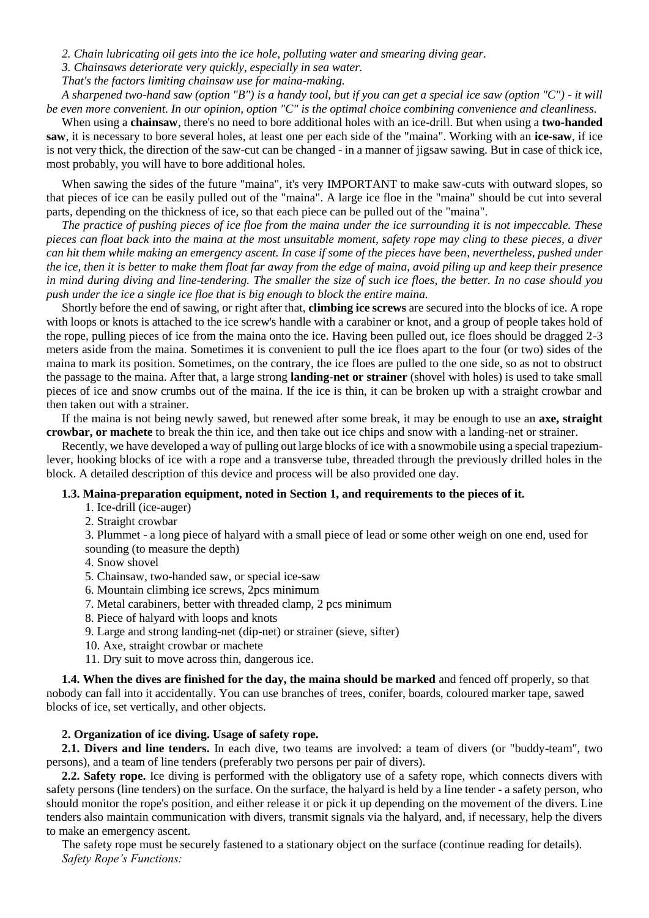*2. Chain lubricating oil gets into the ice hole, polluting water and smearing diving gear.*

*3. Chainsaws deteriorate very quickly, especially in sea water.*

*That's the factors limiting chainsaw use for maina-making.*

*A sharpened two-hand saw (option "B") is a handy tool, but if you can get a special ice saw (option "C") - it will be even more convenient. In our opinion, option "C" is the optimal choice combining convenience and cleanliness.*

When using a **chainsaw**, there's no need to bore additional holes with an ice-drill. But when using a **two-handed saw**, it is necessary to bore several holes, at least one per each side of the "maina". Working with an **ice-saw**, if ice is not very thick, the direction of the saw-cut can be changed - in a manner of jigsaw sawing. But in case of thick ice, most probably, you will have to bore additional holes.

When sawing the sides of the future "maina", it's very IMPORTANT to make saw-cuts with outward slopes, so that pieces of ice can be easily pulled out of the "maina". A large ice floe in the "maina" should be cut into several parts, depending on the thickness of ice, so that each piece can be pulled out of the "maina".

*The practice of pushing pieces of ice floe from the maina under the ice surrounding it is not impeccable. These pieces can float back into the maina at the most unsuitable moment, safety rope may cling to these pieces, a diver can hit them while making an emergency ascent. In case if some of the pieces have been, nevertheless, pushed under the ice, then it is better to make them float far away from the edge of maina, avoid piling up and keep their presence in mind during diving and line-tendering. The smaller the size of such ice floes, the better. In no case should you push under the ice a single ice floe that is big enough to block the entire maina.*

Shortly before the end of sawing, or right after that, **climbing ice screws** are secured into the blocks of ice. A rope with loops or knots is attached to the ice screw's handle with a carabiner or knot, and a group of people takes hold of the rope, pulling pieces of ice from the maina onto the ice. Having been pulled out, ice floes should be dragged 2-3 meters aside from the maina. Sometimes it is convenient to pull the ice floes apart to the four (or two) sides of the maina to mark its position. Sometimes, on the contrary, the ice floes are pulled to the one side, so as not to obstruct the passage to the maina. After that, a large strong **landing-net or strainer** (shovel with holes) is used to take small pieces of ice and snow crumbs out of the maina. If the ice is thin, it can be broken up with a straight crowbar and then taken out with a strainer.

If the maina is not being newly sawed, but renewed after some break, it may be enough to use an **axe, straight crowbar, or machete** to break the thin ice, and then take out ice chips and snow with a landing-net or strainer.

Recently, we have developed a way of pulling out large blocks of ice with a snowmobile using a special trapezium-lever, hooking blocks of ice with a rope and a transverse tube, threaded through the previously drilled holes in the block. A detailed description of this device and process will be also provided one day.

**1.3. Maina-preparation equipment, noted in Section 1, and requirements to the pieces of it.**

1. Ice-drill (ice-auger)
2. Straight crowbar
3. Plummet - a long piece of halyard with a small piece of lead or some other weigh on one end, used for sounding (to measure the depth)
4. Snow shovel
5. Chainsaw, two-handed saw, or special ice-saw
6. Mountain climbing ice screws, 2pcs minimum
7. Metal carabiners, better with threaded clamp, 2 pcs minimum
8. Piece of halyard with loops and knots
9. Large and strong landing-net (dip-net) or strainer (sieve, sifter)
10. Axe, straight crowbar or machete
11. Dry suit to move across thin, dangerous ice.

**1.4. When the dives are finished for the day, the maina should be marked** and fenced off properly, so that nobody can fall into it accidentally. You can use branches of trees, conifer, boards, coloured marker tape, sawed blocks of ice, set vertically, and other objects.

**2. Organization of ice diving. Usage of safety rope.**

**2.1. Divers and line tenders.** In each dive, two teams are involved: a team of divers (or "buddy-team", two persons), and a team of line tenders (preferably two persons per pair of divers).

**2.2. Safety rope.** Ice diving is performed with the obligatory use of a safety rope, which connects divers with safety persons (line tenders) on the surface. On the surface, the halyard is held by a line tender - a safety person, who should monitor the rope's position, and either release it or pick it up depending on the movement of the divers. Line tenders also maintain communication with divers, transmit signals via the halyard, and, if necessary, help the divers to make an emergency ascent.

The safety rope must be securely fastened to a stationary object on the surface (continue reading for details).

*Safety Rope's Functions:*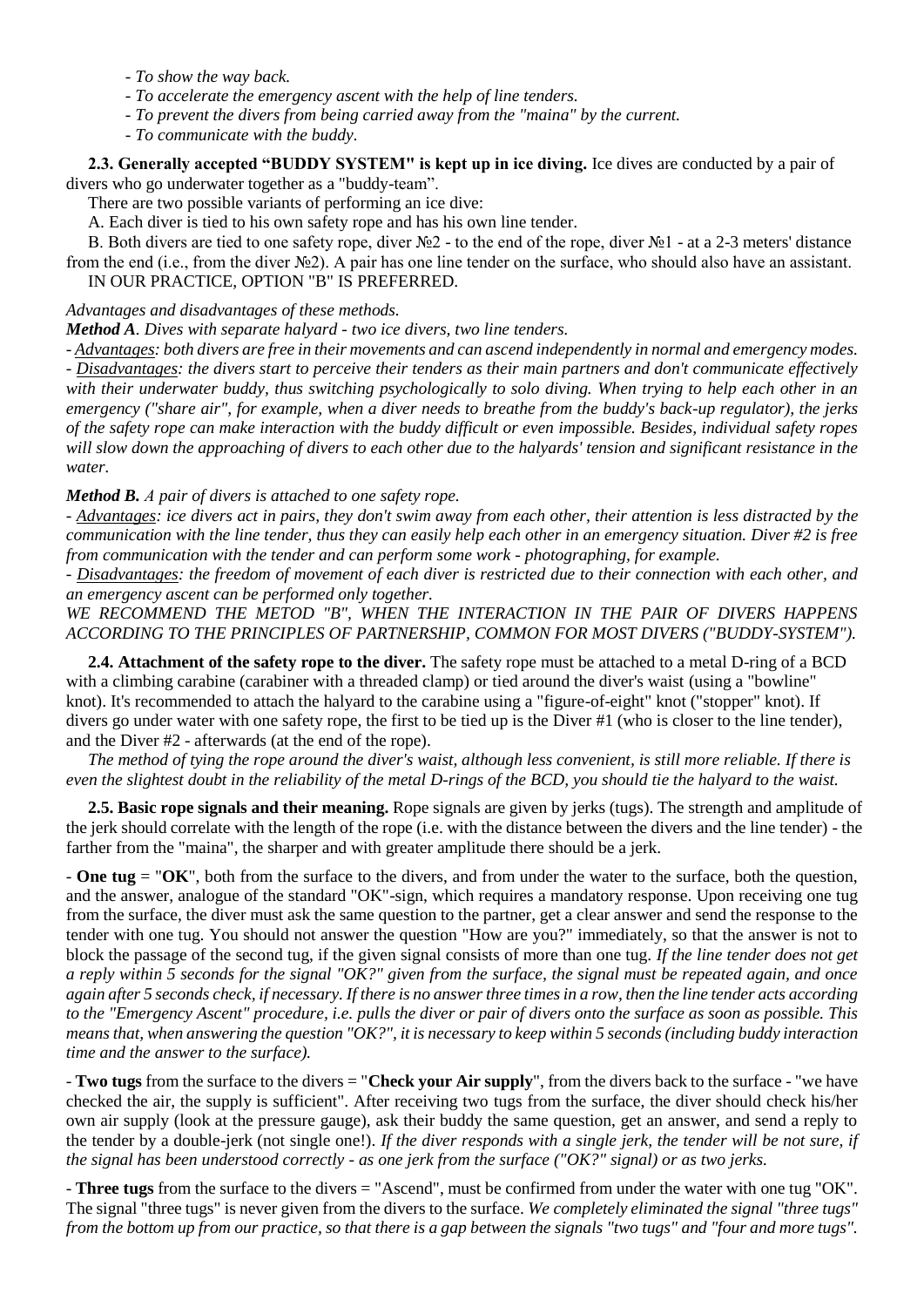- *To show the way back.*
- *To accelerate the emergency ascent with the help of line tenders.*
- *To prevent the divers from being carried away from the "maina" by the current.*
- *To communicate with the buddy.*

**2.3. Generally accepted "BUDDY SYSTEM" is kept up in ice diving.** Ice dives are conducted by a pair of divers who go underwater together as a "buddy-team".

There are two possible variants of performing an ice dive:

A. Each diver is tied to his own safety rope and has his own line tender.

B. Both divers are tied to one safety rope, diver №2 - to the end of the rope, diver №1 - at a 2-3 meters' distance from the end (i.e., from the diver №2). A pair has one line tender on the surface, who should also have an assistant.

IN OUR PRACTICE, OPTION "B" IS PREFERRED.

*Advantages and disadvantages of these methods.*

***Method A****. Dives with separate halyard - two ice divers, two line tenders.*

*- <u>Advantages</u>: both divers are free in their movements and can ascend independently in normal and emergency modes.*
*- <u>Disadvantages</u>: the divers start to perceive their tenders as their main partners and don't communicate effectively with their underwater buddy, thus switching psychologically to solo diving. When trying to help each other in an emergency ("share air", for example, when a diver needs to breathe from the buddy's back-up regulator), the jerks of the safety rope can make interaction with the buddy difficult or even impossible. Besides, individual safety ropes will slow down the approaching of divers to each other due to the halyards' tension and significant resistance in the water.*

***Method B.*** *A pair of divers is attached to one safety rope.*

*- <u>Advantages</u>: ice divers act in pairs, they don't swim away from each other, their attention is less distracted by the communication with the line tender, thus they can easily help each other in an emergency situation. Diver #2 is free from communication with the tender and can perform some work - photographing, for example.*
*- <u>Disadvantages</u>: the freedom of movement of each diver is restricted due to their connection with each other, and an emergency ascent can be performed only together.*

*WE RECOMMEND THE METOD "B", WHEN THE INTERACTION IN THE PAIR OF DIVERS HAPPENS ACCORDING TO THE PRINCIPLES OF PARTNERSHIP, COMMON FOR MOST DIVERS ("BUDDY-SYSTEM").*

**2.4. Attachment of the safety rope to the diver.** The safety rope must be attached to a metal D-ring of a BCD with a climbing carabine (carabiner with a threaded clamp) or tied around the diver's waist (using a "bowline" knot). It's recommended to attach the halyard to the carabine using a "figure-of-eight" knot ("stopper" knot). If divers go under water with one safety rope, the first to be tied up is the Diver #1 (who is closer to the line tender), and the Diver #2 - afterwards (at the end of the rope).

*The method of tying the rope around the diver's waist, although less convenient, is still more reliable. If there is even the slightest doubt in the reliability of the metal D-rings of the BCD, you should tie the halyard to the waist.*

**2.5. Basic rope signals and their meaning.** Rope signals are given by jerks (tugs). The strength and amplitude of the jerk should correlate with the length of the rope (i.e. with the distance between the divers and the line tender) - the farther from the "maina", the sharper and with greater amplitude there should be a jerk.

- **One tug** = "**OK**", both from the surface to the divers, and from under the water to the surface, both the question, and the answer, analogue of the standard "OK"-sign, which requires a mandatory response. Upon receiving one tug from the surface, the diver must ask the same question to the partner, get a clear answer and send the response to the tender with one tug. You should not answer the question "How are you?" immediately, so that the answer is not to block the passage of the second tug, if the given signal consists of more than one tug. *If the line tender does not get a reply within 5 seconds for the signal "OK?" given from the surface, the signal must be repeated again, and once again after 5 seconds check, if necessary. If there is no answer three times in a row, then the line tender acts according to the "Emergency Ascent" procedure, i.e. pulls the diver or pair of divers onto the surface as soon as possible. This means that, when answering the question "OK?", it is necessary to keep within 5 seconds (including buddy interaction time and the answer to the surface).*

- **Two tugs** from the surface to the divers = "**Check your Air supply**", from the divers back to the surface - "we have checked the air, the supply is sufficient". After receiving two tugs from the surface, the diver should check his/her own air supply (look at the pressure gauge), ask their buddy the same question, get an answer, and send a reply to the tender by a double-jerk (not single one!). *If the diver responds with a single jerk, the tender will be not sure, if the signal has been understood correctly - as one jerk from the surface ("OK?" signal) or as two jerks.*

- **Three tugs** from the surface to the divers = "Ascend", must be confirmed from under the water with one tug "OK". The signal "three tugs" is never given from the divers to the surface. *We completely eliminated the signal "three tugs" from the bottom up from our practice, so that there is a gap between the signals "two tugs" and "four and more tugs".*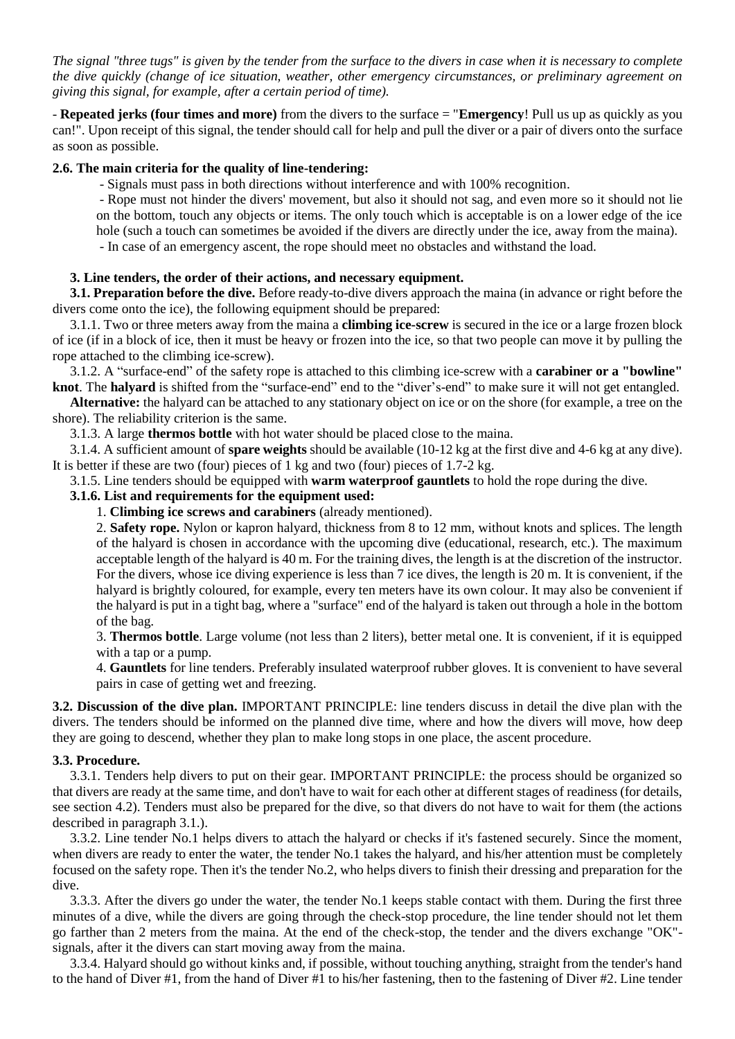*The signal "three tugs" is given by the tender from the surface to the divers in case when it is necessary to complete the dive quickly (change of ice situation, weather, other emergency circumstances, or preliminary agreement on giving this signal, for example, after a certain period of time).*

- **Repeated jerks (four times and more)** from the divers to the surface = "**Emergency**! Pull us up as quickly as you can!". Upon receipt of this signal, the tender should call for help and pull the diver or a pair of divers onto the surface as soon as possible.

**2.6. The main criteria for the quality of line-tendering:**

- Signals must pass in both directions without interference and with 100% recognition.
- Rope must not hinder the divers' movement, but also it should not sag, and even more so it should not lie on the bottom, touch any objects or items. The only touch which is acceptable is on a lower edge of the ice hole (such a touch can sometimes be avoided if the divers are directly under the ice, away from the maina).
- In case of an emergency ascent, the rope should meet no obstacles and withstand the load.

## 3. Line tenders, the order of their actions, and necessary equipment.

**3.1. Preparation before the dive.** Before ready-to-dive divers approach the maina (in advance or right before the divers come onto the ice), the following equipment should be prepared:

3.1.1. Two or three meters away from the maina a **climbing ice-screw** is secured in the ice or a large frozen block of ice (if in a block of ice, then it must be heavy or frozen into the ice, so that two people can move it by pulling the rope attached to the climbing ice-screw).

3.1.2. A "surface-end" of the safety rope is attached to this climbing ice-screw with a **carabiner or a "bowline" knot**. The **halyard** is shifted from the "surface-end" end to the "diver's-end" to make sure it will not get entangled.

**Alternative:** the halyard can be attached to any stationary object on ice or on the shore (for example, a tree on the shore). The reliability criterion is the same.

3.1.3. A large **thermos bottle** with hot water should be placed close to the maina.

3.1.4. A sufficient amount of **spare weights** should be available (10-12 kg at the first dive and 4-6 kg at any dive). It is better if these are two (four) pieces of 1 kg and two (four) pieces of 1.7-2 kg.

3.1.5. Line tenders should be equipped with **warm waterproof gauntlets** to hold the rope during the dive.

**3.1.6. List and requirements for the equipment used:**

1. **Climbing ice screws and carabiners** (already mentioned).
2. **Safety rope.** Nylon or kapron halyard, thickness from 8 to 12 mm, without knots and splices. The length of the halyard is chosen in accordance with the upcoming dive (educational, research, etc.). The maximum acceptable length of the halyard is 40 m. For the training dives, the length is at the discretion of the instructor. For the divers, whose ice diving experience is less than 7 ice dives, the length is 20 m. It is convenient, if the halyard is brightly coloured, for example, every ten meters have its own colour. It may also be convenient if the halyard is put in a tight bag, where a "surface" end of the halyard is taken out through a hole in the bottom of the bag.
3. **Thermos bottle**. Large volume (not less than 2 liters), better metal one. It is convenient, if it is equipped with a tap or a pump.
4. **Gauntlets** for line tenders. Preferably insulated waterproof rubber gloves. It is convenient to have several pairs in case of getting wet and freezing.

**3.2. Discussion of the dive plan.** IMPORTANT PRINCIPLE: line tenders discuss in detail the dive plan with the divers. The tenders should be informed on the planned dive time, where and how the divers will move, how deep they are going to descend, whether they plan to make long stops in one place, the ascent procedure.

**3.3. Procedure.**

3.3.1. Tenders help divers to put on their gear. IMPORTANT PRINCIPLE: the process should be organized so that divers are ready at the same time, and don't have to wait for each other at different stages of readiness (for details, see section 4.2). Tenders must also be prepared for the dive, so that divers do not have to wait for them (the actions described in paragraph 3.1.).

3.3.2. Line tender No.1 helps divers to attach the halyard or checks if it's fastened securely. Since the moment, when divers are ready to enter the water, the tender No.1 takes the halyard, and his/her attention must be completely focused on the safety rope. Then it's the tender No.2, who helps divers to finish their dressing and preparation for the dive.

3.3.3. After the divers go under the water, the tender No.1 keeps stable contact with them. During the first three minutes of a dive, while the divers are going through the check-stop procedure, the line tender should not let them go farther than 2 meters from the maina. At the end of the check-stop, the tender and the divers exchange "OK"-signals, after it the divers can start moving away from the maina.

3.3.4. Halyard should go without kinks and, if possible, without touching anything, straight from the tender's hand to the hand of Diver #1, from the hand of Diver #1 to his/her fastening, then to the fastening of Diver #2. Line tender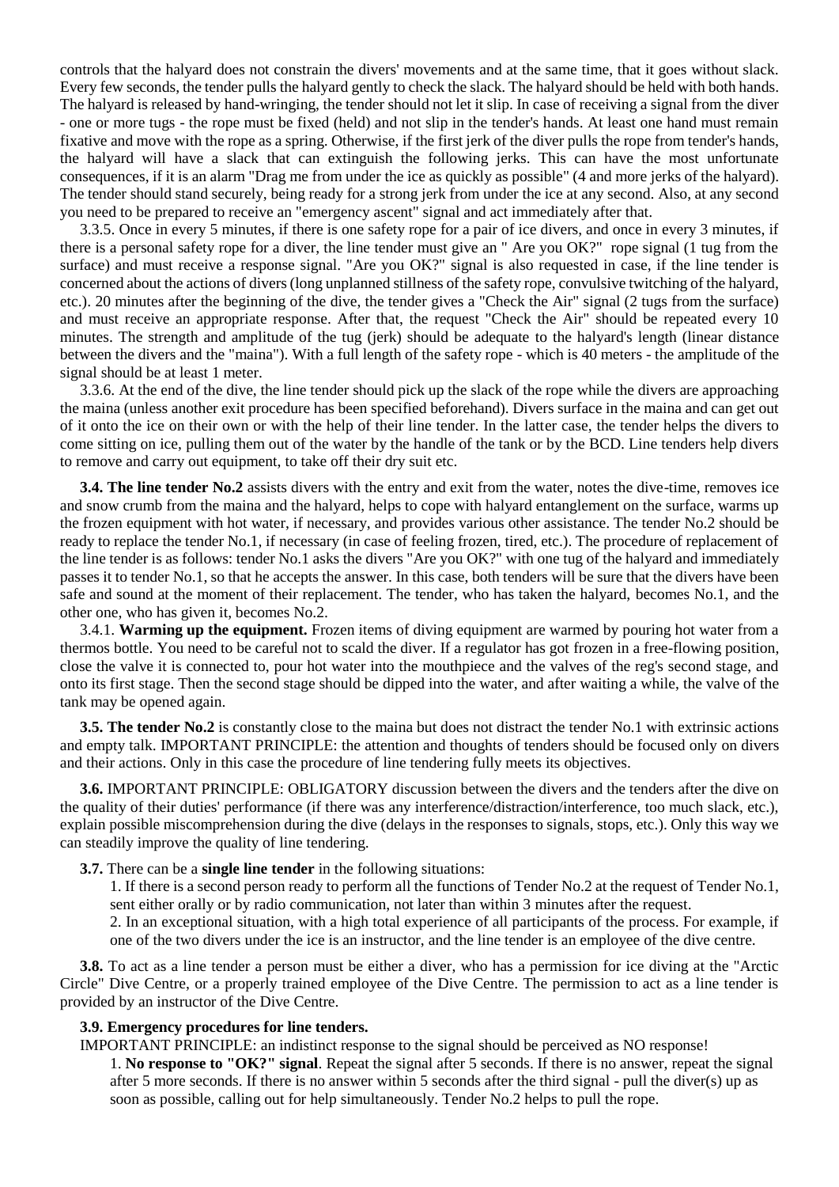controls that the halyard does not constrain the divers' movements and at the same time, that it goes without slack. Every few seconds, the tender pulls the halyard gently to check the slack. The halyard should be held with both hands. The halyard is released by hand-wringing, the tender should not let it slip. In case of receiving a signal from the diver - one or more tugs - the rope must be fixed (held) and not slip in the tender's hands. At least one hand must remain fixative and move with the rope as a spring. Otherwise, if the first jerk of the diver pulls the rope from tender's hands, the halyard will have a slack that can extinguish the following jerks. This can have the most unfortunate consequences, if it is an alarm "Drag me from under the ice as quickly as possible" (4 and more jerks of the halyard). The tender should stand securely, being ready for a strong jerk from under the ice at any second. Also, at any second you need to be prepared to receive an "emergency ascent" signal and act immediately after that.

3.3.5. Once in every 5 minutes, if there is one safety rope for a pair of ice divers, and once in every 3 minutes, if there is a personal safety rope for a diver, the line tender must give an " Are you OK?" rope signal (1 tug from the surface) and must receive a response signal. "Are you OK?" signal is also requested in case, if the line tender is concerned about the actions of divers (long unplanned stillness of the safety rope, convulsive twitching of the halyard, etc.). 20 minutes after the beginning of the dive, the tender gives a "Check the Air" signal (2 tugs from the surface) and must receive an appropriate response. After that, the request "Check the Air" should be repeated every 10 minutes. The strength and amplitude of the tug (jerk) should be adequate to the halyard's length (linear distance between the divers and the "maina"). With a full length of the safety rope - which is 40 meters - the amplitude of the signal should be at least 1 meter.

3.3.6. At the end of the dive, the line tender should pick up the slack of the rope while the divers are approaching the maina (unless another exit procedure has been specified beforehand). Divers surface in the maina and can get out of it onto the ice on their own or with the help of their line tender. In the latter case, the tender helps the divers to come sitting on ice, pulling them out of the water by the handle of the tank or by the BCD. Line tenders help divers to remove and carry out equipment, to take off their dry suit etc.

**3.4. The line tender No.2** assists divers with the entry and exit from the water, notes the dive-time, removes ice and snow crumb from the maina and the halyard, helps to cope with halyard entanglement on the surface, warms up the frozen equipment with hot water, if necessary, and provides various other assistance. The tender No.2 should be ready to replace the tender No.1, if necessary (in case of feeling frozen, tired, etc.). The procedure of replacement of the line tender is as follows: tender No.1 asks the divers "Are you OK?" with one tug of the halyard and immediately passes it to tender No.1, so that he accepts the answer. In this case, both tenders will be sure that the divers have been safe and sound at the moment of their replacement. The tender, who has taken the halyard, becomes No.1, and the other one, who has given it, becomes No.2.

3.4.1. **Warming up the equipment.** Frozen items of diving equipment are warmed by pouring hot water from a thermos bottle. You need to be careful not to scald the diver. If a regulator has got frozen in a free-flowing position, close the valve it is connected to, pour hot water into the mouthpiece and the valves of the reg's second stage, and onto its first stage. Then the second stage should be dipped into the water, and after waiting a while, the valve of the tank may be opened again.

**3.5. The tender No.2** is constantly close to the maina but does not distract the tender No.1 with extrinsic actions and empty talk. IMPORTANT PRINCIPLE: the attention and thoughts of tenders should be focused only on divers and their actions. Only in this case the procedure of line tendering fully meets its objectives.

**3.6.** IMPORTANT PRINCIPLE: OBLIGATORY discussion between the divers and the tenders after the dive on the quality of their duties' performance (if there was any interference/distraction/interference, too much slack, etc.), explain possible miscomprehension during the dive (delays in the responses to signals, stops, etc.). Only this way we can steadily improve the quality of line tendering.

**3.7.** There can be a **single line tender** in the following situations:

1. If there is a second person ready to perform all the functions of Tender No.2 at the request of Tender No.1, sent either orally or by radio communication, not later than within 3 minutes after the request.
2. In an exceptional situation, with a high total experience of all participants of the process. For example, if one of the two divers under the ice is an instructor, and the line tender is an employee of the dive centre.

**3.8.** To act as a line tender a person must be either a diver, who has a permission for ice diving at the "Arctic Circle" Dive Centre, or a properly trained employee of the Dive Centre. The permission to act as a line tender is provided by an instructor of the Dive Centre.

**3.9. Emergency procedures for line tenders.**

IMPORTANT PRINCIPLE: an indistinct response to the signal should be perceived as NO response!

1. **No response to "OK?" signal**. Repeat the signal after 5 seconds. If there is no answer, repeat the signal after 5 more seconds. If there is no answer within 5 seconds after the third signal - pull the diver(s) up as soon as possible, calling out for help simultaneously. Tender No.2 helps to pull the rope.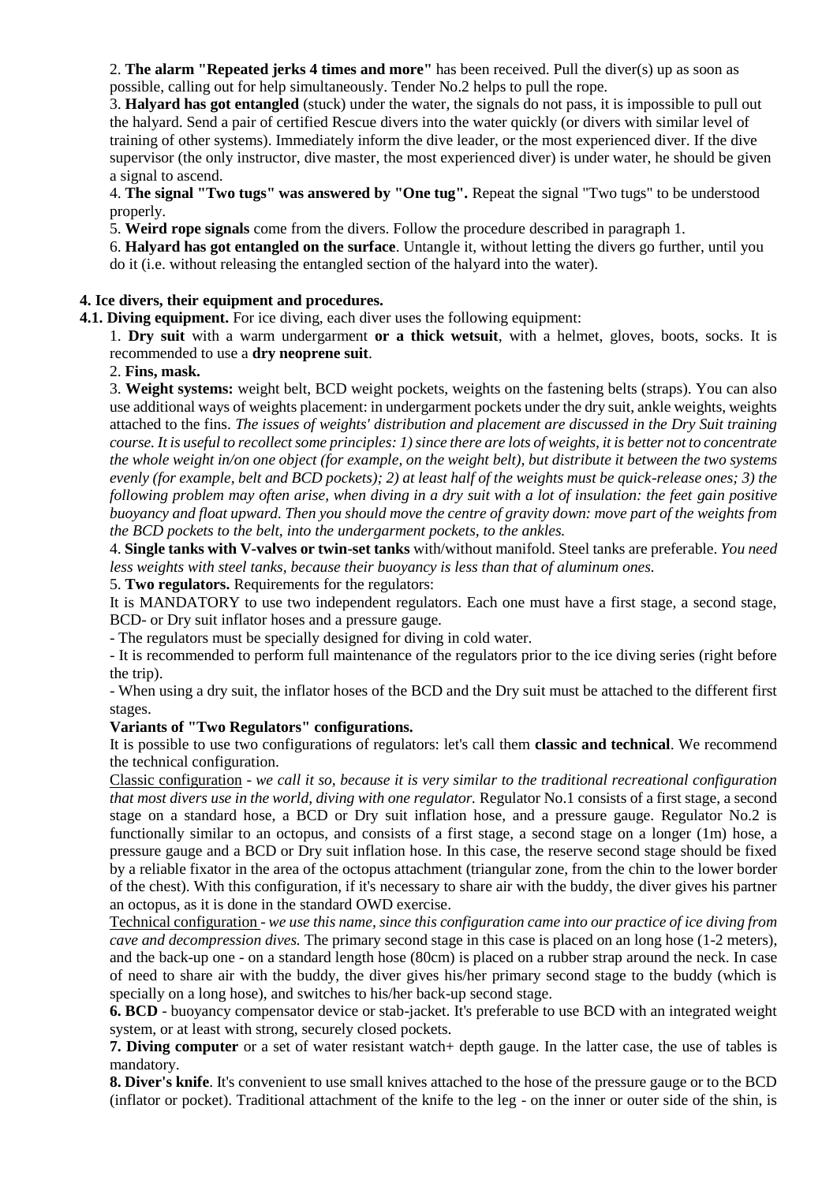2. **The alarm "Repeated jerks 4 times and more"** has been received. Pull the diver(s) up as soon as possible, calling out for help simultaneously. Tender No.2 helps to pull the rope.

3. **Halyard has got entangled** (stuck) under the water, the signals do not pass, it is impossible to pull out the halyard. Send a pair of certified Rescue divers into the water quickly (or divers with similar level of training of other systems). Immediately inform the dive leader, or the most experienced diver. If the dive supervisor (the only instructor, dive master, the most experienced diver) is under water, he should be given a signal to ascend.

4. **The signal "Two tugs" was answered by "One tug".** Repeat the signal "Two tugs" to be understood properly.

5. **Weird rope signals** come from the divers. Follow the procedure described in paragraph 1.

6. **Halyard has got entangled on the surface**. Untangle it, without letting the divers go further, until you do it (i.e. without releasing the entangled section of the halyard into the water).

## 4. Ice divers, their equipment and procedures.

**4.1. Diving equipment.** For ice diving, each diver uses the following equipment:

1. **Dry suit** with a warm undergarment **or a thick wetsuit**, with a helmet, gloves, boots, socks. It is recommended to use a **dry neoprene suit**.

2. **Fins, mask.**

3. **Weight systems:** weight belt, BCD weight pockets, weights on the fastening belts (straps). You can also use additional ways of weights placement: in undergarment pockets under the dry suit, ankle weights, weights attached to the fins. *The issues of weights' distribution and placement are discussed in the Dry Suit training course. It is useful to recollect some principles: 1) since there are lots of weights, it is better not to concentrate the whole weight in/on one object (for example, on the weight belt), but distribute it between the two systems evenly (for example, belt and BCD pockets); 2) at least half of the weights must be quick-release ones; 3) the following problem may often arise, when diving in a dry suit with a lot of insulation: the feet gain positive buoyancy and float upward. Then you should move the centre of gravity down: move part of the weights from the BCD pockets to the belt, into the undergarment pockets, to the ankles.*

4. **Single tanks with V-valves or twin-set tanks** with/without manifold. Steel tanks are preferable. *You need less weights with steel tanks, because their buoyancy is less than that of aluminum ones.*

5. **Two regulators.** Requirements for the regulators:

It is MANDATORY to use two independent regulators. Each one must have a first stage, a second stage, BCD- or Dry suit inflator hoses and a pressure gauge.

- The regulators must be specially designed for diving in cold water.
- It is recommended to perform full maintenance of the regulators prior to the ice diving series (right before the trip).
- When using a dry suit, the inflator hoses of the BCD and the Dry suit must be attached to the different first stages.

**Variants of "Two Regulators" configurations.**

It is possible to use two configurations of regulators: let's call them **classic and technical**. We recommend the technical configuration.

Classic configuration - *we call it so, because it is very similar to the traditional recreational configuration that most divers use in the world, diving with one regulator.* Regulator No.1 consists of a first stage, a second stage on a standard hose, a BCD or Dry suit inflation hose, and a pressure gauge. Regulator No.2 is functionally similar to an octopus, and consists of a first stage, a second stage on a longer (1m) hose, a pressure gauge and a BCD or Dry suit inflation hose. In this case, the reserve second stage should be fixed by a reliable fixator in the area of the octopus attachment (triangular zone, from the chin to the lower border of the chest). With this configuration, if it's necessary to share air with the buddy, the diver gives his partner an octopus, as it is done in the standard OWD exercise.

Technical configuration - *we use this name, since this configuration came into our practice of ice diving from cave and decompression dives.* The primary second stage in this case is placed on an long hose (1-2 meters), and the back-up one - on a standard length hose (80cm) is placed on a rubber strap around the neck. In case of need to share air with the buddy, the diver gives his/her primary second stage to the buddy (which is specially on a long hose), and switches to his/her back-up second stage.

**6. BCD** - buoyancy compensator device or stab-jacket. It's preferable to use BCD with an integrated weight system, or at least with strong, securely closed pockets.

**7. Diving computer** or a set of water resistant watch+ depth gauge. In the latter case, the use of tables is mandatory.

**8. Diver's knife**. It's convenient to use small knives attached to the hose of the pressure gauge or to the BCD (inflator or pocket). Traditional attachment of the knife to the leg - on the inner or outer side of the shin, is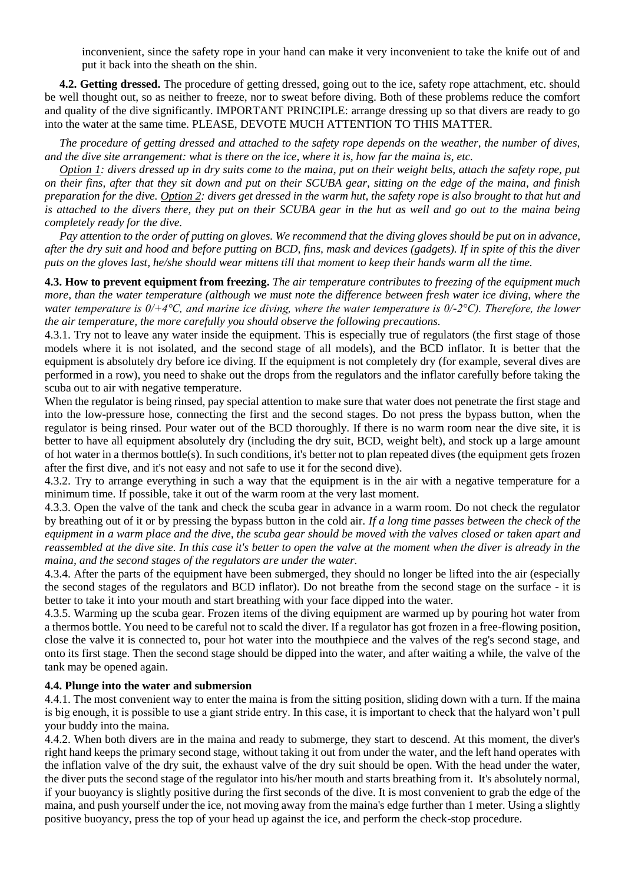inconvenient, since the safety rope in your hand can make it very inconvenient to take the knife out of and put it back into the sheath on the shin.

**4.2. Getting dressed.** The procedure of getting dressed, going out to the ice, safety rope attachment, etc. should be well thought out, so as neither to freeze, nor to sweat before diving. Both of these problems reduce the comfort and quality of the dive significantly. IMPORTANT PRINCIPLE: arrange dressing up so that divers are ready to go into the water at the same time. PLEASE, DEVOTE MUCH ATTENTION TO THIS MATTER.

*The procedure of getting dressed and attached to the safety rope depends on the weather, the number of dives, and the dive site arrangement: what is there on the ice, where it is, how far the maina is, etc.*

*Option 1: divers dressed up in dry suits come to the maina, put on their weight belts, attach the safety rope, put on their fins, after that they sit down and put on their SCUBA gear, sitting on the edge of the maina, and finish preparation for the dive. Option 2: divers get dressed in the warm hut, the safety rope is also brought to that hut and is attached to the divers there, they put on their SCUBA gear in the hut as well and go out to the maina being completely ready for the dive.*

*Pay attention to the order of putting on gloves. We recommend that the diving gloves should be put on in advance, after the dry suit and hood and before putting on BCD, fins, mask and devices (gadgets). If in spite of this the diver puts on the gloves last, he/she should wear mittens till that moment to keep their hands warm all the time.*

**4.3. How to prevent equipment from freezing.** *The air temperature contributes to freezing of the equipment much more, than the water temperature (although we must note the difference between fresh water ice diving, where the water temperature is 0/+4°C, and marine ice diving, where the water temperature is 0/-2°C). Therefore, the lower the air temperature, the more carefully you should observe the following precautions.*

4.3.1. Try not to leave any water inside the equipment. This is especially true of regulators (the first stage of those models where it is not isolated, and the second stage of all models), and the BCD inflator. It is better that the equipment is absolutely dry before ice diving. If the equipment is not completely dry (for example, several dives are performed in a row), you need to shake out the drops from the regulators and the inflator carefully before taking the scuba out to air with negative temperature.

When the regulator is being rinsed, pay special attention to make sure that water does not penetrate the first stage and into the low-pressure hose, connecting the first and the second stages. Do not press the bypass button, when the regulator is being rinsed. Pour water out of the BCD thoroughly. If there is no warm room near the dive site, it is better to have all equipment absolutely dry (including the dry suit, BCD, weight belt), and stock up a large amount of hot water in a thermos bottle(s). In such conditions, it's better not to plan repeated dives (the equipment gets frozen after the first dive, and it's not easy and not safe to use it for the second dive).

4.3.2. Try to arrange everything in such a way that the equipment is in the air with a negative temperature for a minimum time. If possible, take it out of the warm room at the very last moment.

4.3.3. Open the valve of the tank and check the scuba gear in advance in a warm room. Do not check the regulator by breathing out of it or by pressing the bypass button in the cold air. *If a long time passes between the check of the equipment in a warm place and the dive, the scuba gear should be moved with the valves closed or taken apart and reassembled at the dive site. In this case it's better to open the valve at the moment when the diver is already in the maina, and the second stages of the regulators are under the water.*

4.3.4. After the parts of the equipment have been submerged, they should no longer be lifted into the air (especially the second stages of the regulators and BCD inflator). Do not breathe from the second stage on the surface - it is better to take it into your mouth and start breathing with your face dipped into the water.

4.3.5. Warming up the scuba gear. Frozen items of the diving equipment are warmed up by pouring hot water from a thermos bottle. You need to be careful not to scald the diver. If a regulator has got frozen in a free-flowing position, close the valve it is connected to, pour hot water into the mouthpiece and the valves of the reg's second stage, and onto its first stage. Then the second stage should be dipped into the water, and after waiting a while, the valve of the tank may be opened again.

**4.4. Plunge into the water and submersion**

4.4.1. The most convenient way to enter the maina is from the sitting position, sliding down with a turn. If the maina is big enough, it is possible to use a giant stride entry. In this case, it is important to check that the halyard won't pull your buddy into the maina.

4.4.2. When both divers are in the maina and ready to submerge, they start to descend. At this moment, the diver's right hand keeps the primary second stage, without taking it out from under the water, and the left hand operates with the inflation valve of the dry suit, the exhaust valve of the dry suit should be open. With the head under the water, the diver puts the second stage of the regulator into his/her mouth and starts breathing from it. It's absolutely normal, if your buoyancy is slightly positive during the first seconds of the dive. It is most convenient to grab the edge of the maina, and push yourself under the ice, not moving away from the maina's edge further than 1 meter. Using a slightly positive buoyancy, press the top of your head up against the ice, and perform the check-stop procedure.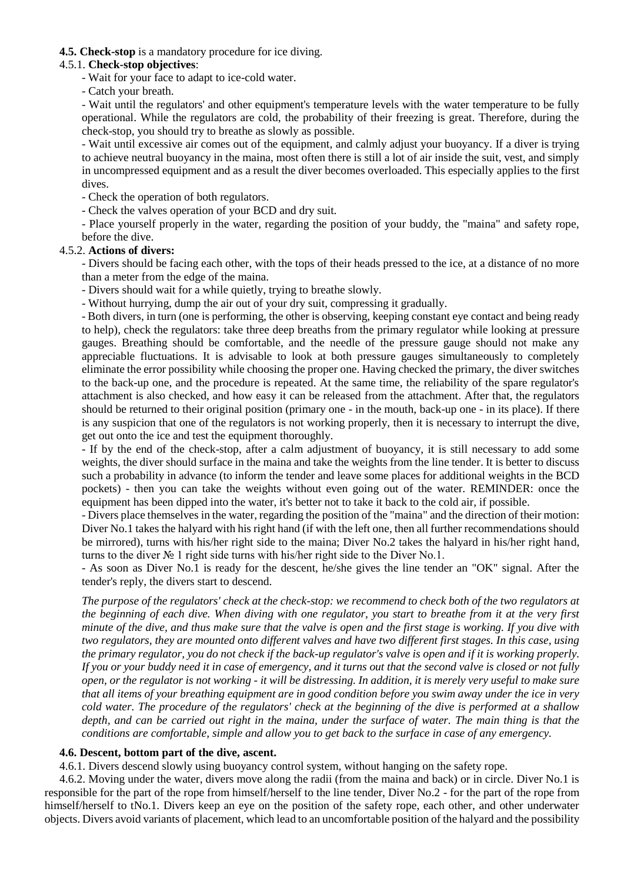**4.5. Check-stop** is a mandatory procedure for ice diving.

4.5.1. **Check-stop objectives**:

- Wait for your face to adapt to ice-cold water.
- Catch your breath.
- Wait until the regulators' and other equipment's temperature levels with the water temperature to be fully operational. While the regulators are cold, the probability of their freezing is great. Therefore, during the check-stop, you should try to breathe as slowly as possible.
- Wait until excessive air comes out of the equipment, and calmly adjust your buoyancy. If a diver is trying to achieve neutral buoyancy in the maina, most often there is still a lot of air inside the suit, vest, and simply in uncompressed equipment and as a result the diver becomes overloaded. This especially applies to the first dives.
- Check the operation of both regulators.
- Check the valves operation of your BCD and dry suit.
- Place yourself properly in the water, regarding the position of your buddy, the "maina" and safety rope, before the dive.

4.5.2. **Actions of divers:**

- Divers should be facing each other, with the tops of their heads pressed to the ice, at a distance of no more than a meter from the edge of the maina.
- Divers should wait for a while quietly, trying to breathe slowly.
- Without hurrying, dump the air out of your dry suit, compressing it gradually.
- Both divers, in turn (one is performing, the other is observing, keeping constant eye contact and being ready to help), check the regulators: take three deep breaths from the primary regulator while looking at pressure gauges. Breathing should be comfortable, and the needle of the pressure gauge should not make any appreciable fluctuations. It is advisable to look at both pressure gauges simultaneously to completely eliminate the error possibility while choosing the proper one. Having checked the primary, the diver switches to the back-up one, and the procedure is repeated. At the same time, the reliability of the spare regulator's attachment is also checked, and how easy it can be released from the attachment. After that, the regulators should be returned to their original position (primary one - in the mouth, back-up one - in its place). If there is any suspicion that one of the regulators is not working properly, then it is necessary to interrupt the dive, get out onto the ice and test the equipment thoroughly.
- If by the end of the check-stop, after a calm adjustment of buoyancy, it is still necessary to add some weights, the diver should surface in the maina and take the weights from the line tender. It is better to discuss such a probability in advance (to inform the tender and leave some places for additional weights in the BCD pockets) - then you can take the weights without even going out of the water. REMINDER: once the equipment has been dipped into the water, it's better not to take it back to the cold air, if possible.
- Divers place themselves in the water, regarding the position of the "maina" and the direction of their motion: Diver No.1 takes the halyard with his right hand (if with the left one, then all further recommendations should be mirrored), turns with his/her right side to the maina; Diver No.2 takes the halyard in his/her right hand, turns to the diver № 1 right side turns with his/her right side to the Diver No.1.
- As soon as Diver No.1 is ready for the descent, he/she gives the line tender an "OK" signal. After the tender's reply, the divers start to descend.

*The purpose of the regulators' check at the check-stop: we recommend to check both of the two regulators at the beginning of each dive. When diving with one regulator, you start to breathe from it at the very first minute of the dive, and thus make sure that the valve is open and the first stage is working. If you dive with two regulators, they are mounted onto different valves and have two different first stages. In this case, using the primary regulator, you do not check if the back-up regulator's valve is open and if it is working properly. If you or your buddy need it in case of emergency, and it turns out that the second valve is closed or not fully open, or the regulator is not working - it will be distressing. In addition, it is merely very useful to make sure that all items of your breathing equipment are in good condition before you swim away under the ice in very cold water. The procedure of the regulators' check at the beginning of the dive is performed at a shallow depth, and can be carried out right in the maina, under the surface of water. The main thing is that the conditions are comfortable, simple and allow you to get back to the surface in case of any emergency.*

**4.6. Descent, bottom part of the dive, ascent.**

4.6.1. Divers descend slowly using buoyancy control system, without hanging on the safety rope.

4.6.2. Moving under the water, divers move along the radii (from the maina and back) or in circle. Diver No.1 is responsible for the part of the rope from himself/herself to the line tender, Diver No.2 - for the part of the rope from himself/herself to tNo.1. Divers keep an eye on the position of the safety rope, each other, and other underwater objects. Divers avoid variants of placement, which lead to an uncomfortable position of the halyard and the possibility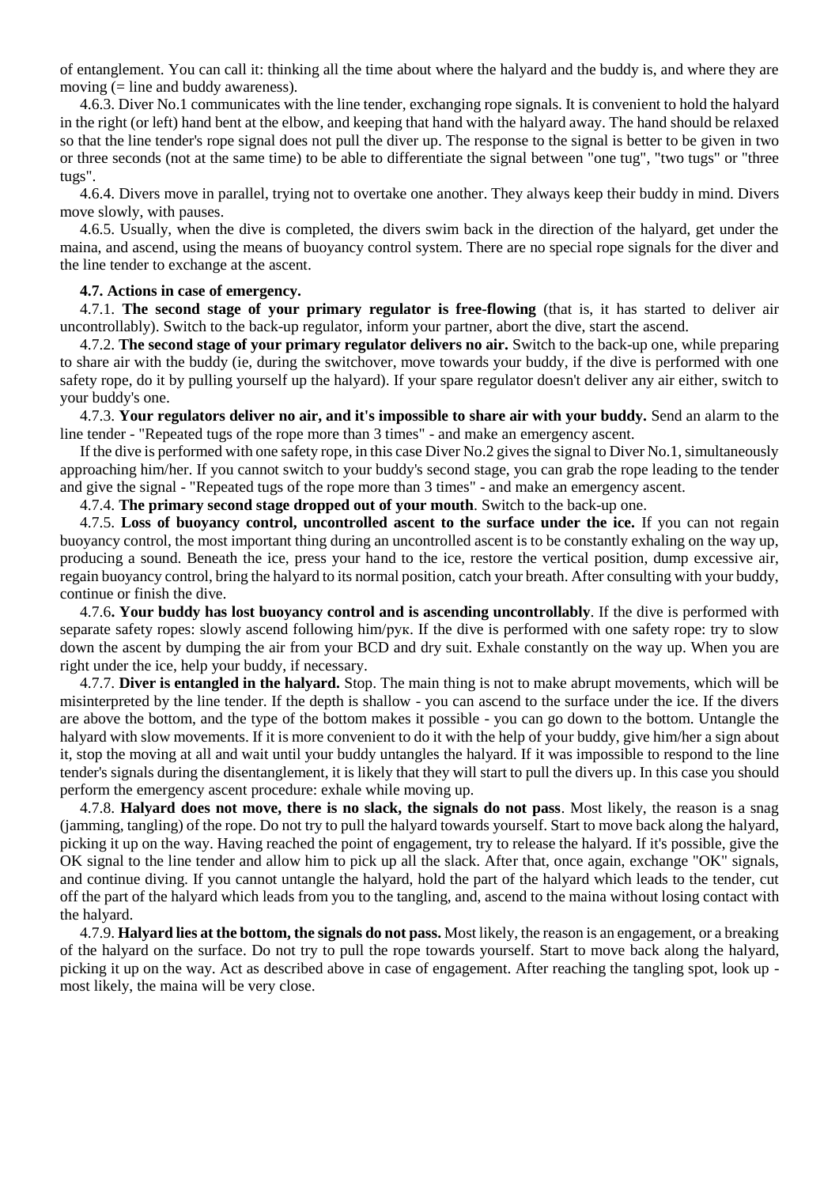of entanglement. You can call it: thinking all the time about where the halyard and the buddy is, and where they are moving (= line and buddy awareness).

4.6.3. Diver No.1 communicates with the line tender, exchanging rope signals. It is convenient to hold the halyard in the right (or left) hand bent at the elbow, and keeping that hand with the halyard away. The hand should be relaxed so that the line tender's rope signal does not pull the diver up. The response to the signal is better to be given in two or three seconds (not at the same time) to be able to differentiate the signal between "one tug", "two tugs" or "three tugs".

4.6.4. Divers move in parallel, trying not to overtake one another. They always keep their buddy in mind. Divers move slowly, with pauses.

4.6.5. Usually, when the dive is completed, the divers swim back in the direction of the halyard, get under the maina, and ascend, using the means of buoyancy control system. There are no special rope signals for the diver and the line tender to exchange at the ascent.

**4.7. Actions in case of emergency.**

4.7.1. **The second stage of your primary regulator is free-flowing** (that is, it has started to deliver air uncontrollably). Switch to the back-up regulator, inform your partner, abort the dive, start the ascend.

4.7.2. **The second stage of your primary regulator delivers no air.** Switch to the back-up one, while preparing to share air with the buddy (ie, during the switchover, move towards your buddy, if the dive is performed with one safety rope, do it by pulling yourself up the halyard). If your spare regulator doesn't deliver any air either, switch to your buddy's one.

4.7.3. **Your regulators deliver no air, and it's impossible to share air with your buddy.** Send an alarm to the line tender - "Repeated tugs of the rope more than 3 times" - and make an emergency ascent.

If the dive is performed with one safety rope, in this case Diver No.2 gives the signal to Diver No.1, simultaneously approaching him/her. If you cannot switch to your buddy's second stage, you can grab the rope leading to the tender and give the signal - "Repeated tugs of the rope more than 3 times" - and make an emergency ascent.

4.7.4. **The primary second stage dropped out of your mouth**. Switch to the back-up one.

4.7.5. **Loss of buoyancy control, uncontrolled ascent to the surface under the ice.** If you can not regain buoyancy control, the most important thing during an uncontrolled ascent is to be constantly exhaling on the way up, producing a sound. Beneath the ice, press your hand to the ice, restore the vertical position, dump excessive air, regain buoyancy control, bring the halyard to its normal position, catch your breath. After consulting with your buddy, continue or finish the dive.

4.7.6**. Your buddy has lost buoyancy control and is ascending uncontrollably**. If the dive is performed with separate safety ropes: slowly ascend following him/рук. If the dive is performed with one safety rope: try to slow down the ascent by dumping the air from your BCD and dry suit. Exhale constantly on the way up. When you are right under the ice, help your buddy, if necessary.

4.7.7. **Diver is entangled in the halyard.** Stop. The main thing is not to make abrupt movements, which will be misinterpreted by the line tender. If the depth is shallow - you can ascend to the surface under the ice. If the divers are above the bottom, and the type of the bottom makes it possible - you can go down to the bottom. Untangle the halyard with slow movements. If it is more convenient to do it with the help of your buddy, give him/her a sign about it, stop the moving at all and wait until your buddy untangles the halyard. If it was impossible to respond to the line tender's signals during the disentanglement, it is likely that they will start to pull the divers up. In this case you should perform the emergency ascent procedure: exhale while moving up.

4.7.8. **Halyard does not move, there is no slack, the signals do not pass**. Most likely, the reason is a snag (jamming, tangling) of the rope. Do not try to pull the halyard towards yourself. Start to move back along the halyard, picking it up on the way. Having reached the point of engagement, try to release the halyard. If it's possible, give the OK signal to the line tender and allow him to pick up all the slack. After that, once again, exchange "OK" signals, and continue diving. If you cannot untangle the halyard, hold the part of the halyard which leads to the tender, cut off the part of the halyard which leads from you to the tangling, and, ascend to the maina without losing contact with the halyard.

4.7.9. **Halyard lies at the bottom, the signals do not pass.** Most likely, the reason is an engagement, or a breaking of the halyard on the surface. Do not try to pull the rope towards yourself. Start to move back along the halyard, picking it up on the way. Act as described above in case of engagement. After reaching the tangling spot, look up - most likely, the maina will be very close.